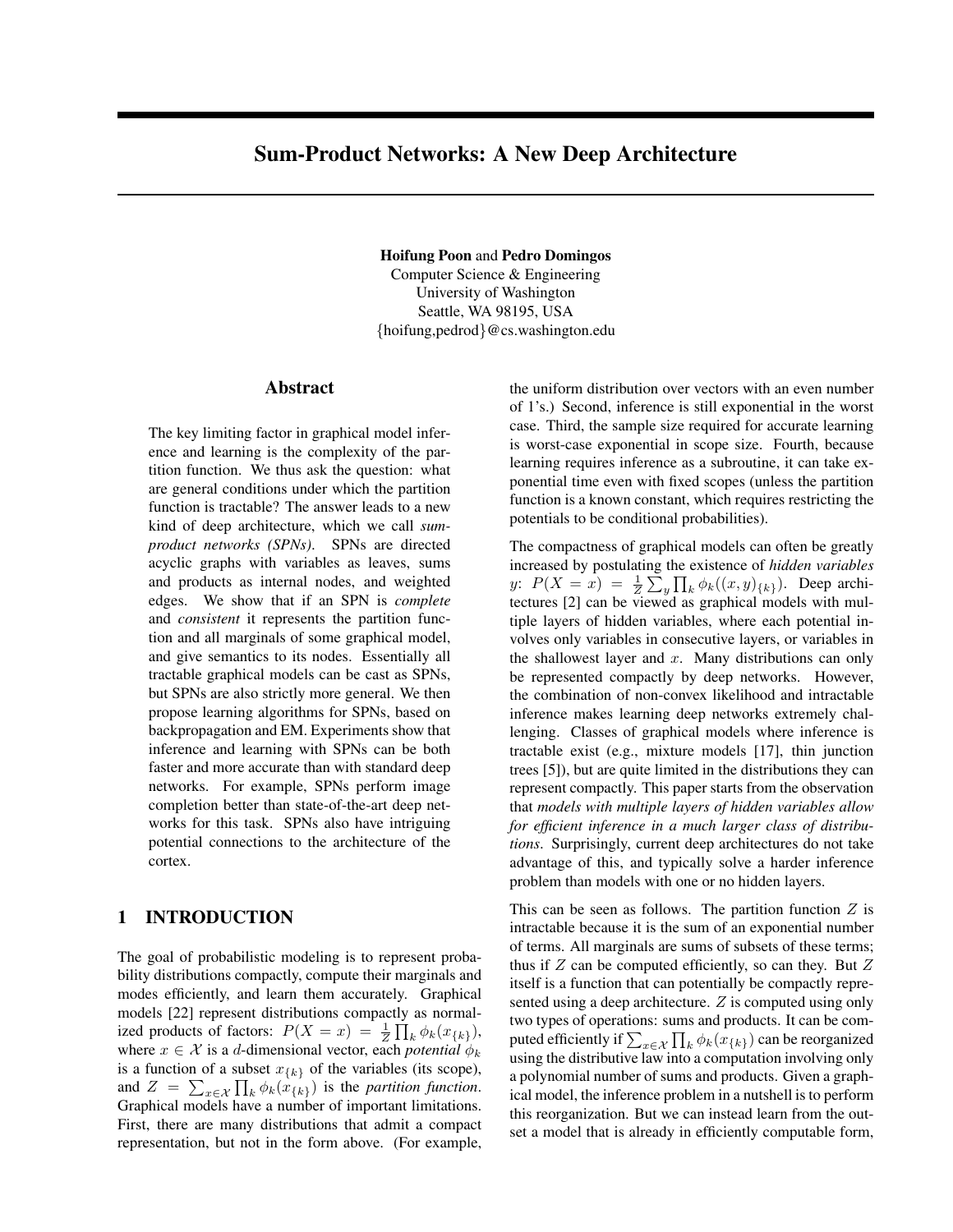# Sum-Product Networks: A New Deep Architecture

**Hoifung Poon** and **Pedro Domingos**
Computer Science & Engineering
University of Washington
Seattle, WA 98195, USA
{hoifung,pedrod}@cs.washington.edu

## Abstract

The key limiting factor in graphical model inference and learning is the complexity of the partition function. We thus ask the question: what are general conditions under which the partition function is tractable? The answer leads to a new kind of deep architecture, which we call *sum-product networks (SPNs)*. SPNs are directed acyclic graphs with variables as leaves, sums and products as internal nodes, and weighted edges. We show that if an SPN is *complete* and *consistent* it represents the partition function and all marginals of some graphical model, and give semantics to its nodes. Essentially all tractable graphical models can be cast as SPNs, but SPNs are also strictly more general. We then propose learning algorithms for SPNs, based on backpropagation and EM. Experiments show that inference and learning with SPNs can be both faster and more accurate than with standard deep networks. For example, SPNs perform image completion better than state-of-the-art deep networks for this task. SPNs also have intriguing potential connections to the architecture of the cortex.

## 1 INTRODUCTION

The goal of probabilistic modeling is to represent probability distributions compactly, compute their marginals and modes efficiently, and learn them accurately. Graphical models [22] represent distributions compactly as normalized products of factors: $P(X = x) = \frac{1}{Z} \prod_k \phi_k(x_{\{k\}})$, where $x \in \mathcal{X}$ is a $d$-dimensional vector, each *potential* $\phi_k$ is a function of a subset $x_{\{k\}}$ of the variables (its scope), and $Z = \sum_{x \in \mathcal{X}} \prod_k \phi_k(x_{\{k\}})$ is the *partition function*. Graphical models have a number of important limitations. First, there are many distributions that admit a compact representation, but not in the form above. (For example, the uniform distribution over vectors with an even number of 1's.) Second, inference is still exponential in the worst case. Third, the sample size required for accurate learning is worst-case exponential in scope size. Fourth, because learning requires inference as a subroutine, it can take exponential time even with fixed scopes (unless the partition function is a known constant, which requires restricting the potentials to be conditional probabilities).

The compactness of graphical models can often be greatly increased by postulating the existence of *hidden variables* $y$: $P(X = x) = \frac{1}{Z} \sum_y \prod_k \phi_k((x, y)_{\{k\}})$. Deep architectures [2] can be viewed as graphical models with multiple layers of hidden variables, where each potential involves only variables in consecutive layers, or variables in the shallowest layer and $x$. Many distributions can only be represented compactly by deep networks. However, the combination of non-convex likelihood and intractable inference makes learning deep networks extremely challenging. Classes of graphical models where inference is tractable exist (e.g., mixture models [17], thin junction trees [5]), but are quite limited in the distributions they can represent compactly. This paper starts from the observation that *models with multiple layers of hidden variables allow for efficient inference in a much larger class of distributions*. Surprisingly, current deep architectures do not take advantage of this, and typically solve a harder inference problem than models with one or no hidden layers.

This can be seen as follows. The partition function $Z$ is intractable because it is the sum of an exponential number of terms. All marginals are sums of subsets of these terms; thus if $Z$ can be computed efficiently, so can they. But $Z$ itself is a function that can potentially be compactly represented using a deep architecture. $Z$ is computed using only two types of operations: sums and products. It can be computed efficiently if $\sum_{x \in \mathcal{X}} \prod_k \phi_k(x_{\{k\}})$ can be reorganized using the distributive law into a computation involving only a polynomial number of sums and products. Given a graphical model, the inference problem in a nutshell is to perform this reorganization. But we can instead learn from the outset a model that is already in efficiently computable form,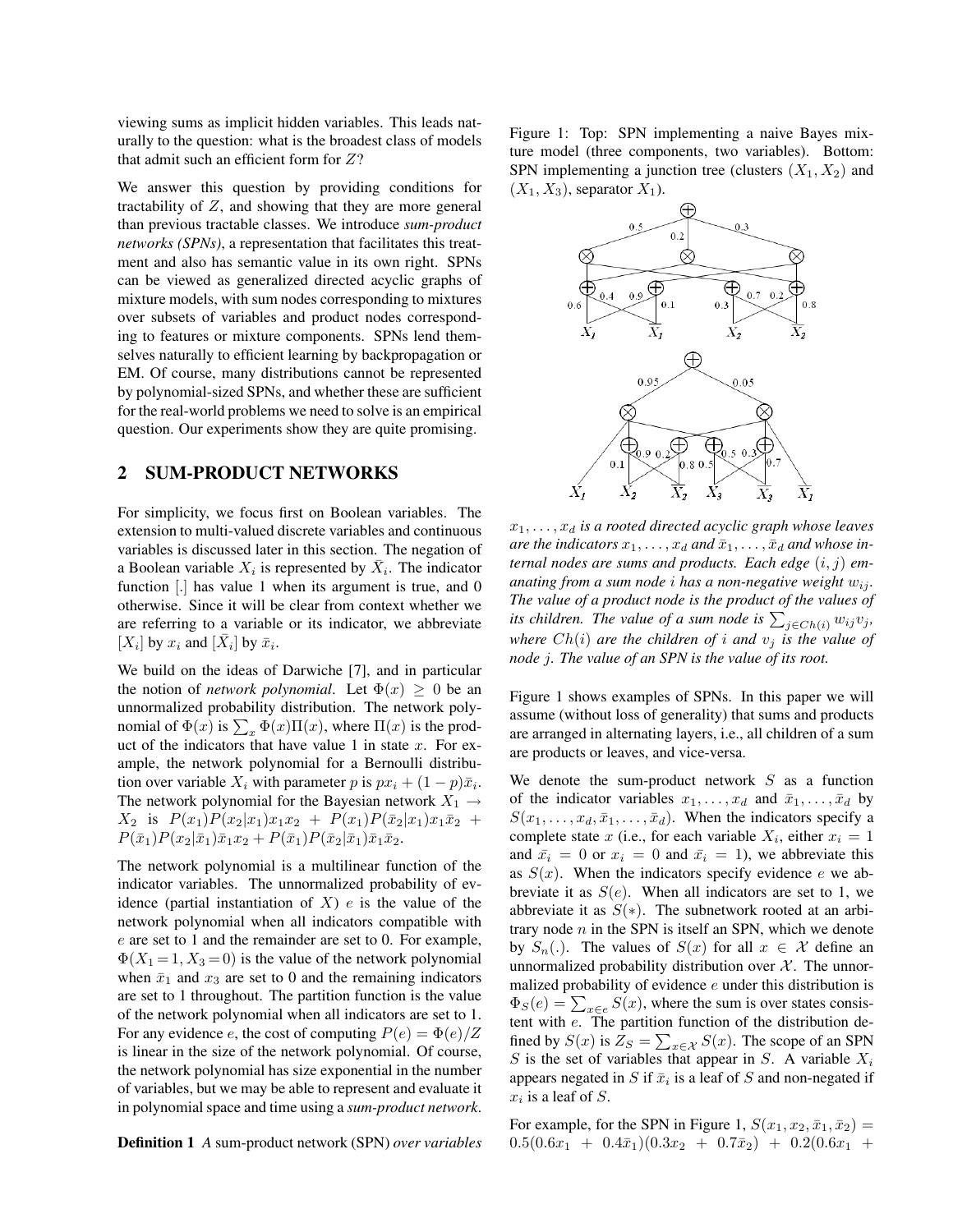viewing sums as implicit hidden variables. This leads naturally to the question: what is the broadest class of models that admit such an efficient form for $Z$?

We answer this question by providing conditions for tractability of $Z$, and showing that they are more general than previous tractable classes. We introduce *sum-product networks (SPNs)*, a representation that facilitates this treatment and also has semantic value in its own right. SPNs can be viewed as generalized directed acyclic graphs of mixture models, with sum nodes corresponding to mixtures over subsets of variables and product nodes corresponding to features or mixture components. SPNs lend themselves naturally to efficient learning by backpropagation or EM. Of course, many distributions cannot be represented by polynomial-sized SPNs, and whether these are sufficient for the real-world problems we need to solve is an empirical question. Our experiments show they are quite promising.

## 2 SUM-PRODUCT NETWORKS

For simplicity, we focus first on Boolean variables. The extension to multi-valued discrete variables and continuous variables is discussed later in this section. The negation of a Boolean variable $X_i$ is represented by $\bar{X}_i$. The indicator function $[.]$ has value 1 when its argument is true, and 0 otherwise. Since it will be clear from context whether we are referring to a variable or its indicator, we abbreviate $[X_i]$ by $x_i$ and $[\bar{X}_i]$ by $\bar{x}_i$.

We build on the ideas of Darwiche [7], and in particular the notion of *network polynomial*. Let $\Phi(x) \geq 0$ be an unnormalized probability distribution. The network polynomial of $\Phi(x)$ is $\sum_x \Phi(x)\Pi(x)$, where $\Pi(x)$ is the product of the indicators that have value 1 in state $x$. For example, the network polynomial for a Bernoulli distribution over variable $X_i$ with parameter $p$ is $px_i + (1-p)\bar{x}_i$. The network polynomial for the Bayesian network $X_1 \rightarrow X_2$ is $P(x_1)P(x_2|x_1)x_1x_2 + P(x_1)P(\bar{x}_2|x_1)x_1\bar{x}_2 + P(\bar{x}_1)P(x_2|\bar{x}_1)\bar{x}_1x_2 + P(\bar{x}_1)P(\bar{x}_2|\bar{x}_1)\bar{x}_1\bar{x}_2$.

The network polynomial is a multilinear function of the indicator variables. The unnormalized probability of evidence (partial instantiation of $X$) $e$ is the value of the network polynomial when all indicators compatible with $e$ are set to 1 and the remainder are set to 0. For example, $\Phi(X_1 = 1, X_3 = 0)$ is the value of the network polynomial when $\bar{x}_1$ and $x_3$ are set to 0 and the remaining indicators are set to 1 throughout. The partition function is the value of the network polynomial when all indicators are set to 1. For any evidence $e$, the cost of computing $P(e) = \Phi(e)/Z$ is linear in the size of the network polynomial. Of course, the network polynomial has size exponential in the number of variables, but we may be able to represent and evaluate it in polynomial space and time using a *sum-product network*.

**Definition 1** *A* sum-product network (SPN) *over variables* $x_1, \ldots, x_d$ *is a rooted directed acyclic graph whose leaves are the indicators* $x_1, \ldots, x_d$ *and* $\bar{x}_1, \ldots, \bar{x}_d$ *and whose internal nodes are sums and products. Each edge* $(i, j)$ *emanating from a sum node* $i$ *has a non-negative weight* $w_{ij}$. *The value of a product node is the product of the values of its children. The value of a sum node is* $\sum_{j \in Ch(i)} w_{ij} v_j$, *where* $Ch(i)$ *are the children of* $i$ *and* $v_j$ *is the value of node* $j$. *The value of an SPN is the value of its root.*

Figure 1: Top: SPN implementing a naive Bayes mixture model (three components, two variables). Bottom: SPN implementing a junction tree (clusters $(X_1, X_2)$ and $(X_1, X_3)$, separator $X_1$).

Figure 1 shows examples of SPNs. In this paper we will assume (without loss of generality) that sums and products are arranged in alternating layers, i.e., all children of a sum are products or leaves, and vice-versa.

We denote the sum-product network $S$ as a function of the indicator variables $x_1, \ldots, x_d$ and $\bar{x}_1, \ldots, \bar{x}_d$ by $S(x_1, \ldots, x_d, \bar{x}_1, \ldots, \bar{x}_d)$. When the indicators specify a complete state $x$ (i.e., for each variable $X_i$, either $x_i = 1$ and $\bar{x}_i = 0$ or $x_i = 0$ and $\bar{x}_i = 1$), we abbreviate this as $S(x)$. When the indicators specify evidence $e$ we abbreviate it as $S(e)$. When all indicators are set to 1, we abbreviate it as $S(*)$. The subnetwork rooted at an arbitrary node $n$ in the SPN is itself an SPN, which we denote by $S_n(.)$. The values of $S(x)$ for all $x \in \mathcal{X}$ define an unnormalized probability distribution over $\mathcal{X}$. The unnormalized probability of evidence $e$ under this distribution is $\Phi_S(e) = \sum_{x \in e} S(x)$, where the sum is over states consistent with $e$. The partition function of the distribution defined by $S(x)$ is $Z_S = \sum_{x \in \mathcal{X}} S(x)$. The scope of an SPN $S$ is the set of variables that appear in $S$. A variable $X_i$ appears negated in $S$ if $\bar{x}_i$ is a leaf of $S$ and non-negated if $x_i$ is a leaf of $S$.

For example, for the SPN in Figure 1, $S(x_1, x_2, \bar{x}_1, \bar{x}_2) = 0.5(0.6x_1 + 0.4\bar{x}_1)(0.3x_2 + 0.7\bar{x}_2) + 0.2(0.6x_1 +$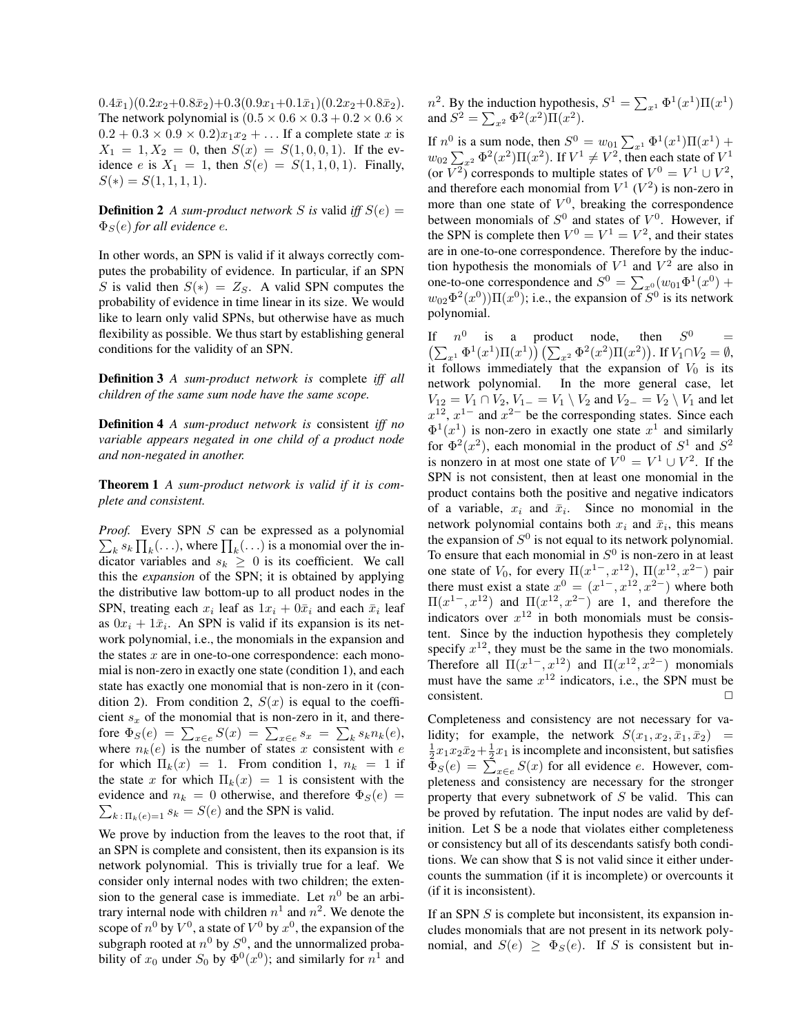$0.4\bar{x}_1)(0.2x_2+0.8\bar{x}_2)+0.3(0.9x_1+0.1\bar{x}_1)(0.2x_2+0.8\bar{x}_2)$. The network polynomial is $(0.5 \times 0.6 \times 0.3 + 0.2 \times 0.6 \times 0.2 + 0.3 \times 0.9 \times 0.2)x_1 x_2 + \ldots$ If a complete state $x$ is $X_1 = 1, X_2 = 0$, then $S(x) = S(1,0,0,1)$. If the evidence $e$ is $X_1 = 1$, then $S(e) = S(1,1,0,1)$. Finally, $S(*) = S(1,1,1,1)$.

**Definition 2** *A sum-product network $S$ is* valid *iff $S(e) = \Phi_S(e)$ for all evidence $e$.*

In other words, an SPN is valid if it always correctly computes the probability of evidence. In particular, if an SPN $S$ is valid then $S(*) = Z_S$. A valid SPN computes the probability of evidence in time linear in its size. We would like to learn only valid SPNs, but otherwise have as much flexibility as possible. We thus start by establishing general conditions for the validity of an SPN.

**Definition 3** *A sum-product network is* complete *iff all children of the same sum node have the same scope.*

**Definition 4** *A sum-product network is* consistent *iff no variable appears negated in one child of a product node and non-negated in another.*

**Theorem 1** *A sum-product network is valid if it is complete and consistent.*

*Proof.* Every SPN $S$ can be expressed as a polynomial $\sum_k s_k \prod_k(\ldots)$, where $\prod_k(\ldots)$ is a monomial over the indicator variables and $s_k \geq 0$ is its coefficient. We call this the *expansion* of the SPN; it is obtained by applying the distributive law bottom-up to all product nodes in the SPN, treating each $x_i$ leaf as $1x_i + 0\bar{x}_i$ and each $\bar{x}_i$ leaf as $0x_i + 1\bar{x}_i$. An SPN is valid if its expansion is its network polynomial, i.e., the monomials in the expansion and the states $x$ are in one-to-one correspondence: each monomial is non-zero in exactly one state (condition 1), and each state has exactly one monomial that is non-zero in it (condition 2). From condition 2, $S(x)$ is equal to the coefficient $s_x$ of the monomial that is non-zero in it, and therefore $\Phi_S(e) = \sum_{x \in e} S(x) = \sum_{x \in e} s_x = \sum_k s_k n_k(e)$, where $n_k(e)$ is the number of states $x$ consistent with $e$ for which $\Pi_k(x) = 1$. From condition 1, $n_k = 1$ if the state $x$ for which $\Pi_k(x) = 1$ is consistent with the evidence and $n_k = 0$ otherwise, and therefore $\Phi_S(e) = \sum_{k\,:\,\Pi_k(e)=1} s_k = S(e)$ and the SPN is valid.

We prove by induction from the leaves to the root that, if an SPN is complete and consistent, then its expansion is its network polynomial. This is trivially true for a leaf. We consider only internal nodes with two children; the extension to the general case is immediate. Let $n^0$ be an arbitrary internal node with children $n^1$ and $n^2$. We denote the scope of $n^0$ by $V^0$, a state of $V^0$ by $x^0$, the expansion of the subgraph rooted at $n^0$ by $S^0$, and the unnormalized probability of $x_0$ under $S_0$ by $\Phi^0(x^0)$; and similarly for $n^1$ and $n^2$. By the induction hypothesis, $S^1 = \sum_{x^1} \Phi^1(x^1)\Pi(x^1)$ and $S^2 = \sum_{x^2} \Phi^2(x^2)\Pi(x^2)$.

If $n^0$ is a sum node, then $S^0 = w_{01}\sum_{x^1} \Phi^1(x^1)\Pi(x^1) + w_{02}\sum_{x^2} \Phi^2(x^2)\Pi(x^2)$. If $V^1 \neq V^2$, then each state of $V^1$ (or $V^2$) corresponds to multiple states of $V^0 = V^1 \cup V^2$, and therefore each monomial from $V^1$ ($V^2$) is non-zero in more than one state of $V^0$, breaking the correspondence between monomials of $S^0$ and states of $V^0$. However, if the SPN is complete then $V^0 = V^1 = V^2$, and their states are in one-to-one correspondence. Therefore by the induction hypothesis the monomials of $V^1$ and $V^2$ are also in one-to-one correspondence and $S^0 = \sum_{x^0}(w_{01}\Phi^1(x^0) + w_{02}\Phi^2(x^0))\Pi(x^0)$; i.e., the expansion of $S^0$ is its network polynomial.

If $n^0$ is a product node, then $S^0 = \left(\sum_{x^1} \Phi^1(x^1)\Pi(x^1)\right)\left(\sum_{x^2} \Phi^2(x^2)\Pi(x^2)\right)$. If $V_1 \cap V_2 = \emptyset$, it follows immediately that the expansion of $V_0$ is its network polynomial. In the more general case, let $V_{12} = V_1 \cap V_2$, $V_{1-} = V_1 \setminus V_2$ and $V_{2-} = V_2 \setminus V_1$ and let $x^{12}$, $x^{1-}$ and $x^{2-}$ be the corresponding states. Since each $\Phi^1(x^1)$ is non-zero in exactly one state $x^1$ and similarly for $\Phi^2(x^2)$, each monomial in the product of $S^1$ and $S^2$ is nonzero in at most one state of $V^0 = V^1 \cup V^2$. If the SPN is not consistent, then at least one monomial in the product contains both the positive and negative indicators of a variable, $x_i$ and $\bar{x}_i$. Since no monomial in the network polynomial contains both $x_i$ and $\bar{x}_i$, this means the expansion of $S^0$ is not equal to its network polynomial. To ensure that each monomial in $S^0$ is non-zero in at least one state of $V_0$, for every $\Pi(x^{1-}, x^{12})$, $\Pi(x^{12}, x^{2-})$ pair there must exist a state $x^0 = (x^{1-}, x^{12}, x^{2-})$ where both $\Pi(x^{1-}, x^{12})$ and $\Pi(x^{12}, x^{2-})$ are 1, and therefore the indicators over $x^{12}$ in both monomials must be consistent. Since by the induction hypothesis they completely specify $x^{12}$, they must be the same in the two monomials. Therefore all $\Pi(x^{1-}, x^{12})$ and $\Pi(x^{12}, x^{2-})$ monomials must have the same $x^{12}$ indicators, i.e., the SPN must be consistent. $\Box$

Completeness and consistency are not necessary for validity; for example, the network $S(x_1, x_2, \bar{x}_1, \bar{x}_2) = \frac{1}{2}x_1 x_2 \bar{x}_2 + \frac{1}{2}x_1$ is incomplete and inconsistent, but satisfies $\Phi_S(e) = \sum_{x \in e} S(x)$ for all evidence $e$. However, completeness and consistency are necessary for the stronger property that every subnetwork of $S$ be valid. This can be proved by refutation. The input nodes are valid by definition. Let S be a node that violates either completeness or consistency but all of its descendants satisfy both conditions. We can show that S is not valid since it either undercounts the summation (if it is incomplete) or overcounts it (if it is inconsistent).

If an SPN $S$ is complete but inconsistent, its expansion includes monomials that are not present in its network polynomial, and $S(e) \geq \Phi_S(e)$. If $S$ is consistent but in-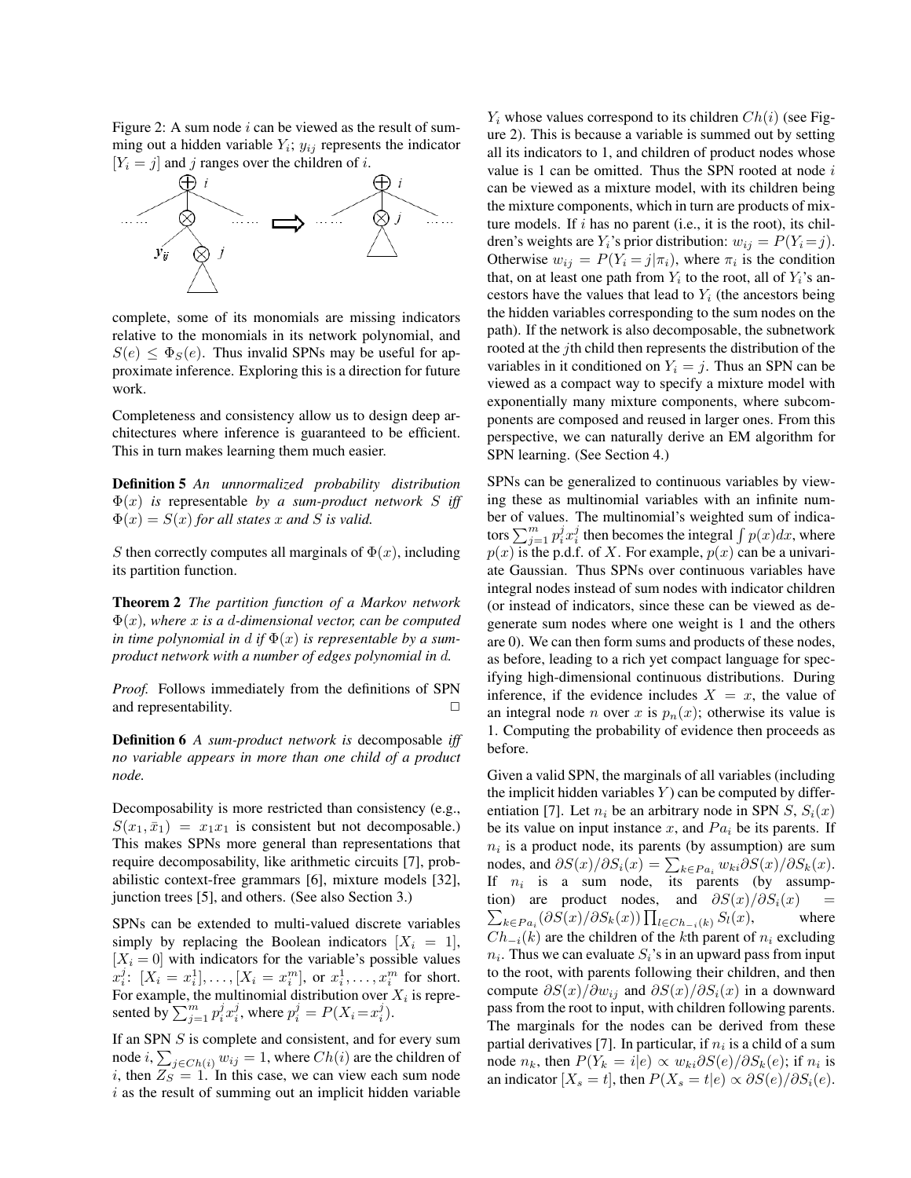Figure 2: A sum node $i$ can be viewed as the result of summing out a hidden variable $Y_i$; $y_{ij}$ represents the indicator $[Y_i = j]$ and $j$ ranges over the children of $i$.

complete, some of its monomials are missing indicators relative to the monomials in its network polynomial, and $S(e) \leq \Phi_S(e)$. Thus invalid SPNs may be useful for approximate inference. Exploring this is a direction for future work.

Completeness and consistency allow us to design deep architectures where inference is guaranteed to be efficient. This in turn makes learning them much easier.

**Definition 5** *An unnormalized probability distribution $\Phi(x)$ is* representable *by a sum-product network $S$ iff $\Phi(x) = S(x)$ for all states $x$ and $S$ is valid.*

$S$ then correctly computes all marginals of $\Phi(x)$, including its partition function.

**Theorem 2** *The partition function of a Markov network $\Phi(x)$, where $x$ is a $d$-dimensional vector, can be computed in time polynomial in $d$ if $\Phi(x)$ is representable by a sum-product network with a number of edges polynomial in $d$.*

*Proof.* Follows immediately from the definitions of SPN and representability. □

**Definition 6** *A sum-product network is* decomposable *iff no variable appears in more than one child of a product node.*

Decomposability is more restricted than consistency (e.g., $S(x_1, \bar{x}_1) = x_1 x_1$ is consistent but not decomposable.) This makes SPNs more general than representations that require decomposability, like arithmetic circuits [7], probabilistic context-free grammars [6], mixture models [32], junction trees [5], and others. (See also Section 3.)

SPNs can be extended to multi-valued discrete variables simply by replacing the Boolean indicators $[X_i = 1]$, $[X_i = 0]$ with indicators for the variable's possible values $x_i^j$: $[X_i = x_i^1], \ldots, [X_i = x_i^m]$, or $x_i^1, \ldots, x_i^m$ for short. For example, the multinomial distribution over $X_i$ is represented by $\sum_{j=1}^m p_i^j x_i^j$, where $p_i^j = P(X_i = x_i^j)$.

If an SPN $S$ is complete and consistent, and for every sum node $i$, $\sum_{j \in Ch(i)} w_{ij} = 1$, where $Ch(i)$ are the children of $i$, then $Z_S = 1$. In this case, we can view each sum node $i$ as the result of summing out an implicit hidden variable $Y_i$ whose values correspond to its children $Ch(i)$ (see Figure 2). This is because a variable is summed out by setting all its indicators to 1, and children of product nodes whose value is 1 can be omitted. Thus the SPN rooted at node $i$ can be viewed as a mixture model, with its children being the mixture components, which in turn are products of mixture models. If $i$ has no parent (i.e., it is the root), its children's weights are $Y_i$'s prior distribution: $w_{ij} = P(Y_i = j)$. Otherwise $w_{ij} = P(Y_i = j | \pi_i)$, where $\pi_i$ is the condition that, on at least one path from $Y_i$ to the root, all of $Y_i$'s ancestors have the values that lead to $Y_i$ (the ancestors being the hidden variables corresponding to the sum nodes on the path). If the network is also decomposable, the subnetwork rooted at the $j$th child then represents the distribution of the variables in it conditioned on $Y_i = j$. Thus an SPN can be viewed as a compact way to specify a mixture model with exponentially many mixture components, where subcomponents are composed and reused in larger ones. From this perspective, we can naturally derive an EM algorithm for SPN learning. (See Section 4.)

SPNs can be generalized to continuous variables by viewing these as multinomial variables with an infinite number of values. The multinomial's weighted sum of indicators $\sum_{j=1}^m p_i^j x_i^j$ then becomes the integral $\int p(x)dx$, where $p(x)$ is the p.d.f. of $X$. For example, $p(x)$ can be a univariate Gaussian. Thus SPNs over continuous variables have integral nodes instead of sum nodes with indicator children (or instead of indicators, since these can be viewed as degenerate sum nodes where one weight is 1 and the others are 0). We can then form sums and products of these nodes, as before, leading to a rich yet compact language for specifying high-dimensional continuous distributions. During inference, if the evidence includes $X = x$, the value of an integral node $n$ over $x$ is $p_n(x)$; otherwise its value is 1. Computing the probability of evidence then proceeds as before.

Given a valid SPN, the marginals of all variables (including the implicit hidden variables $Y$) can be computed by differentiation [7]. Let $n_i$ be an arbitrary node in SPN $S$, $S_i(x)$ be its value on input instance $x$, and $Pa_i$ be its parents. If $n_i$ is a product node, its parents (by assumption) are sum nodes, and $\partial S(x)/\partial S_i(x) = \sum_{k \in Pa_i} w_{ki} \partial S(x)/\partial S_k(x)$. If $n_i$ is a sum node, its parents (by assumption) are product nodes, and $\partial S(x)/\partial S_i(x) = \sum_{k \in Pa_i} (\partial S(x)/\partial S_k(x)) \prod_{l \in Ch_{-i}(k)} S_l(x)$, where $Ch_{-i}(k)$ are the children of the $k$th parent of $n_i$ excluding $n_i$. Thus we can evaluate $S_i$'s in an upward pass from input to the root, with parents following their children, and then compute $\partial S(x)/\partial w_{ij}$ and $\partial S(x)/\partial S_i(x)$ in a downward pass from the root to input, with children following parents. The marginals for the nodes can be derived from these partial derivatives [7]. In particular, if $n_i$ is a child of a sum node $n_k$, then $P(Y_k = i|e) \propto w_{ki} \partial S(e)/\partial S_k(e)$; if $n_i$ is an indicator $[X_s = t]$, then $P(X_s = t|e) \propto \partial S(e)/\partial S_i(e)$.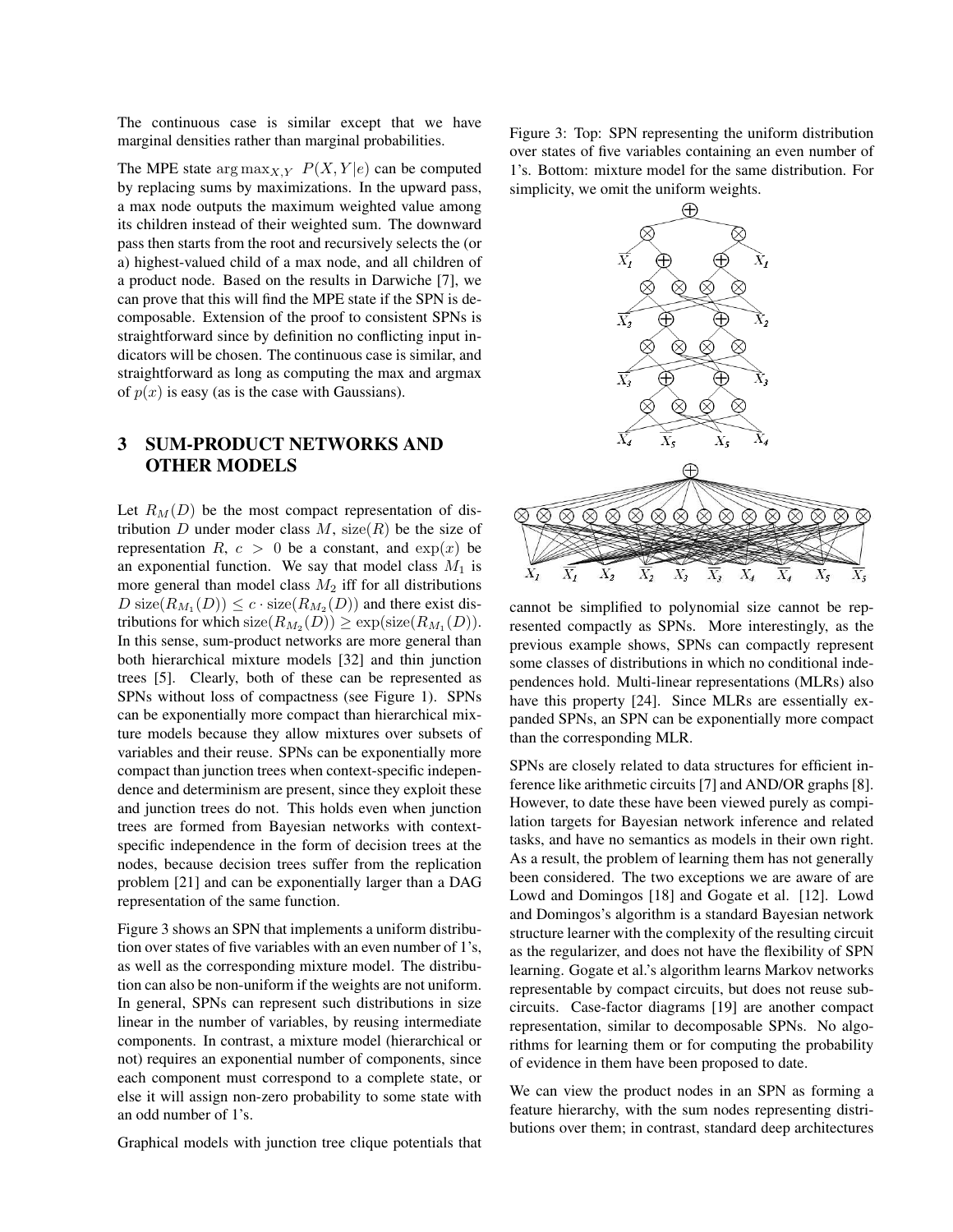The continuous case is similar except that we have marginal densities rather than marginal probabilities.

The MPE state $\arg\max_{X,Y} P(X, Y|e)$ can be computed by replacing sums by maximizations. In the upward pass, a max node outputs the maximum weighted value among its children instead of their weighted sum. The downward pass then starts from the root and recursively selects the (or a) highest-valued child of a max node, and all children of a product node. Based on the results in Darwiche [7], we can prove that this will find the MPE state if the SPN is decomposable. Extension of the proof to consistent SPNs is straightforward since by definition no conflicting input indicators will be chosen. The continuous case is similar, and straightforward as long as computing the max and argmax of $p(x)$ is easy (as is the case with Gaussians).

## 3 SUM-PRODUCT NETWORKS AND OTHER MODELS

Let $R_M(D)$ be the most compact representation of distribution $D$ under moder class $M$, $\text{size}(R)$ be the size of representation $R$, $c > 0$ be a constant, and $\exp(x)$ be an exponential function. We say that model class $M_1$ is more general than model class $M_2$ iff for all distributions $D$ $\text{size}(R_{M_1}(D)) \leq c \cdot \text{size}(R_{M_2}(D))$ and there exist distributions for which $\text{size}(R_{M_2}(D)) \geq \exp(\text{size}(R_{M_1}(D))$. In this sense, sum-product networks are more general than both hierarchical mixture models [32] and thin junction trees [5]. Clearly, both of these can be represented as SPNs without loss of compactness (see Figure 1). SPNs can be exponentially more compact than hierarchical mixture models because they allow mixtures over subsets of variables and their reuse. SPNs can be exponentially more compact than junction trees when context-specific independence and determinism are present, since they exploit these and junction trees do not. This holds even when junction trees are formed from Bayesian networks with context-specific independence in the form of decision trees at the nodes, because decision trees suffer from the replication problem [21] and can be exponentially larger than a DAG representation of the same function.

Figure 3 shows an SPN that implements a uniform distribution over states of five variables with an even number of 1's, as well as the corresponding mixture model. The distribution can also be non-uniform if the weights are not uniform. In general, SPNs can represent such distributions in size linear in the number of variables, by reusing intermediate components. In contrast, a mixture model (hierarchical or not) requires an exponential number of components, since each component must correspond to a complete state, or else it will assign non-zero probability to some state with an odd number of 1's.

Graphical models with junction tree clique potentials that cannot be simplified to polynomial size cannot be represented compactly as SPNs. More interestingly, as the previous example shows, SPNs can compactly represent some classes of distributions in which no conditional independences hold. Multi-linear representations (MLRs) also have this property [24]. Since MLRs are essentially expanded SPNs, an SPN can be exponentially more compact than the corresponding MLR.

Figure 3: Top: SPN representing the uniform distribution over states of five variables containing an even number of 1's. Bottom: mixture model for the same distribution. For simplicity, we omit the uniform weights.

SPNs are closely related to data structures for efficient inference like arithmetic circuits [7] and AND/OR graphs [8]. However, to date these have been viewed purely as compilation targets for Bayesian network inference and related tasks, and have no semantics as models in their own right. As a result, the problem of learning them has not generally been considered. The two exceptions we are aware of are Lowd and Domingos [18] and Gogate et al. [12]. Lowd and Domingos's algorithm is a standard Bayesian network structure learner with the complexity of the resulting circuit as the regularizer, and does not have the flexibility of SPN learning. Gogate et al.'s algorithm learns Markov networks representable by compact circuits, but does not reuse subcircuits. Case-factor diagrams [19] are another compact representation, similar to decomposable SPNs. No algorithms for learning them or for computing the probability of evidence in them have been proposed to date.

We can view the product nodes in an SPN as forming a feature hierarchy, with the sum nodes representing distributions over them; in contrast, standard deep architectures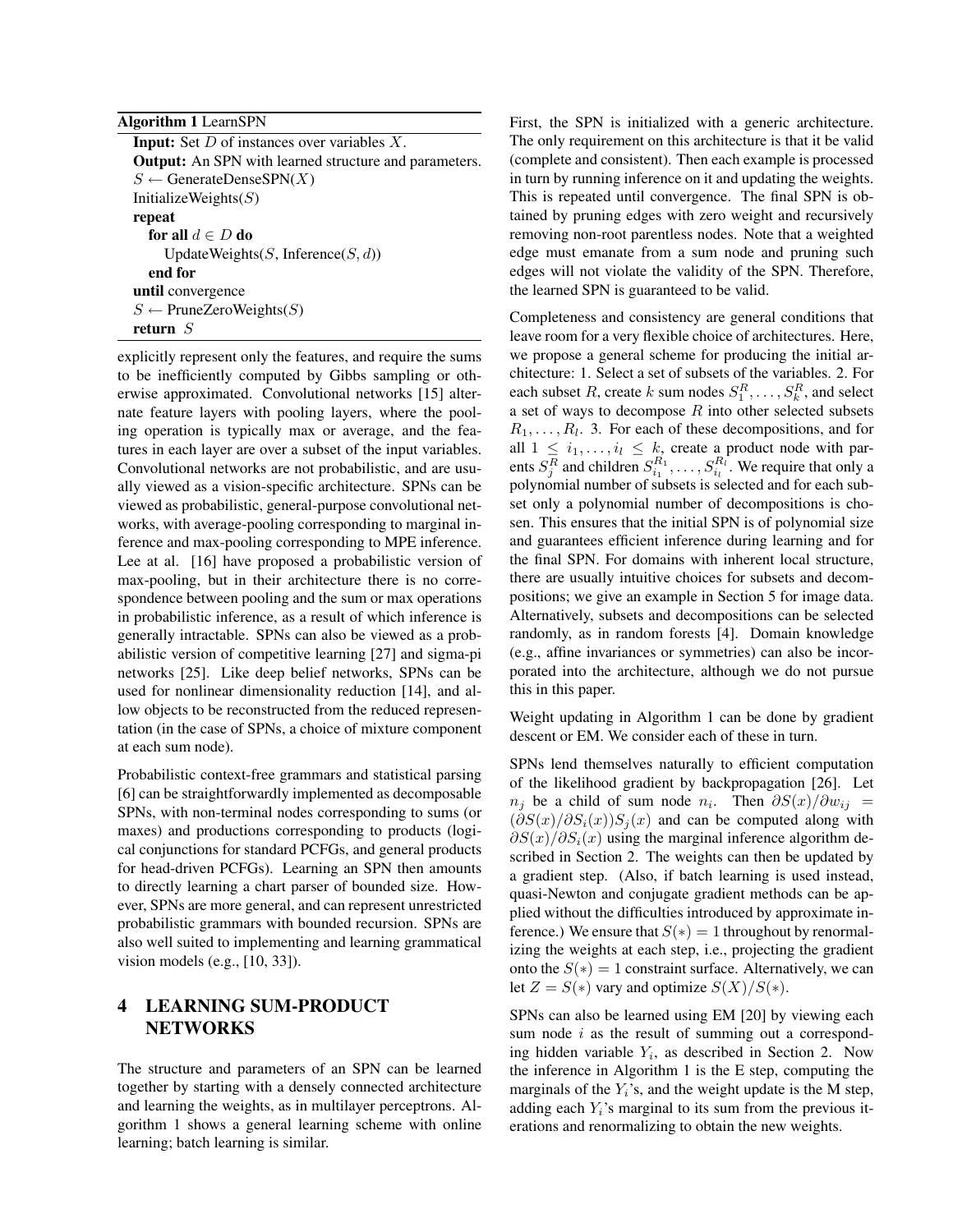**Algorithm 1** LearnSPN

```
Input: Set D of instances over variables X.
Output: An SPN with learned structure and parameters.
S ← GenerateDenseSPN(X)
InitializeWeights(S)
repeat
    for all d ∈ D do
        UpdateWeights(S, Inference(S, d))
    end for
until convergence
S ← PruneZeroWeights(S)
return S
```

explicitly represent only the features, and require the sums to be inefficiently computed by Gibbs sampling or otherwise approximated. Convolutional networks [15] alternate feature layers with pooling layers, where the pooling operation is typically max or average, and the features in each layer are over a subset of the input variables. Convolutional networks are not probabilistic, and are usually viewed as a vision-specific architecture. SPNs can be viewed as probabilistic, general-purpose convolutional networks, with average-pooling corresponding to marginal inference and max-pooling corresponding to MPE inference. Lee at al. [16] have proposed a probabilistic version of max-pooling, but in their architecture there is no correspondence between pooling and the sum or max operations in probabilistic inference, as a result of which inference is generally intractable. SPNs can also be viewed as a probabilistic version of competitive learning [27] and sigma-pi networks [25]. Like deep belief networks, SPNs can be used for nonlinear dimensionality reduction [14], and allow objects to be reconstructed from the reduced representation (in the case of SPNs, a choice of mixture component at each sum node).

Probabilistic context-free grammars and statistical parsing [6] can be straightforwardly implemented as decomposable SPNs, with non-terminal nodes corresponding to sums (or maxes) and productions corresponding to products (logical conjunctions for standard PCFGs, and general products for head-driven PCFGs). Learning an SPN then amounts to directly learning a chart parser of bounded size. However, SPNs are more general, and can represent unrestricted probabilistic grammars with bounded recursion. SPNs are also well suited to implementing and learning grammatical vision models (e.g., [10, 33]).

## 4 LEARNING SUM-PRODUCT NETWORKS

The structure and parameters of an SPN can be learned together by starting with a densely connected architecture and learning the weights, as in multilayer perceptrons. Algorithm 1 shows a general learning scheme with online learning; batch learning is similar.

First, the SPN is initialized with a generic architecture. The only requirement on this architecture is that it be valid (complete and consistent). Then each example is processed in turn by running inference on it and updating the weights. This is repeated until convergence. The final SPN is obtained by pruning edges with zero weight and recursively removing non-root parentless nodes. Note that a weighted edge must emanate from a sum node and pruning such edges will not violate the validity of the SPN. Therefore, the learned SPN is guaranteed to be valid.

Completeness and consistency are general conditions that leave room for a very flexible choice of architectures. Here, we propose a general scheme for producing the initial architecture: 1. Select a set of subsets of the variables. 2. For each subset $R$, create $k$ sum nodes $S^R_1, \ldots, S^R_k$, and select a set of ways to decompose $R$ into other selected subsets $R_1, \ldots, R_l$. 3. For each of these decompositions, and for all $1 \le i_1, \ldots, i_l \le k$, create a product node with parents $S^R_j$ and children $S^{R_1}_{i_1}, \ldots, S^{R_l}_{i_l}$. We require that only a polynomial number of subsets is selected and for each subset only a polynomial number of decompositions is chosen. This ensures that the initial SPN is of polynomial size and guarantees efficient inference during learning and for the final SPN. For domains with inherent local structure, there are usually intuitive choices for subsets and decompositions; we give an example in Section 5 for image data. Alternatively, subsets and decompositions can be selected randomly, as in random forests [4]. Domain knowledge (e.g., affine invariances or symmetries) can also be incorporated into the architecture, although we do not pursue this in this paper.

Weight updating in Algorithm 1 can be done by gradient descent or EM. We consider each of these in turn.

SPNs lend themselves naturally to efficient computation of the likelihood gradient by backpropagation [26]. Let $n_j$ be a child of sum node $n_i$. Then $\partial S(x)/\partial w_{ij} = (\partial S(x)/\partial S_i(x)) S_j(x)$ and can be computed along with $\partial S(x)/\partial S_i(x)$ using the marginal inference algorithm described in Section 2. The weights can then be updated by a gradient step. (Also, if batch learning is used instead, quasi-Newton and conjugate gradient methods can be applied without the difficulties introduced by approximate inference.) We ensure that $S(*) = 1$ throughout by renormalizing the weights at each step, i.e., projecting the gradient onto the $S(*) = 1$ constraint surface. Alternatively, we can let $Z = S(*)$ vary and optimize $S(X)/S(*)$.

SPNs can also be learned using EM [20] by viewing each sum node $i$ as the result of summing out a corresponding hidden variable $Y_i$, as described in Section 2. Now the inference in Algorithm 1 is the E step, computing the marginals of the $Y_i$'s, and the weight update is the M step, adding each $Y_i$'s marginal to its sum from the previous iterations and renormalizing to obtain the new weights.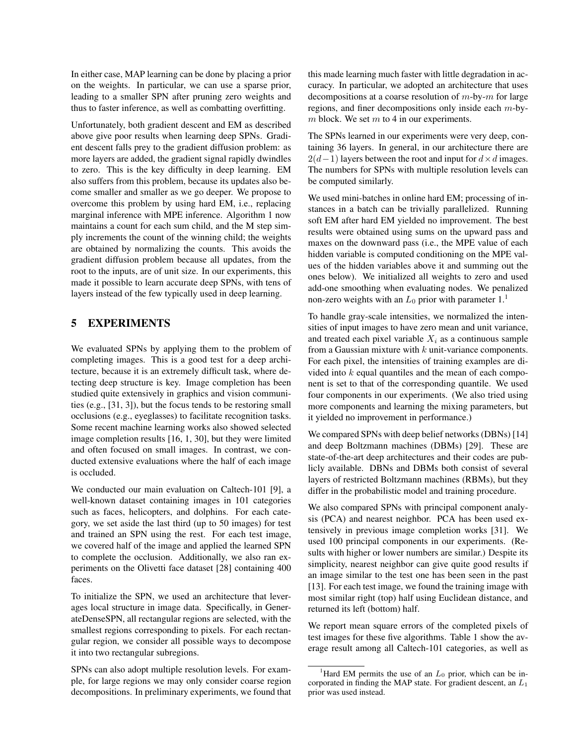In either case, MAP learning can be done by placing a prior on the weights. In particular, we can use a sparse prior, leading to a smaller SPN after pruning zero weights and thus to faster inference, as well as combatting overfitting.

Unfortunately, both gradient descent and EM as described above give poor results when learning deep SPNs. Gradient descent falls prey to the gradient diffusion problem: as more layers are added, the gradient signal rapidly dwindles to zero. This is the key difficulty in deep learning. EM also suffers from this problem, because its updates also become smaller and smaller as we go deeper. We propose to overcome this problem by using hard EM, i.e., replacing marginal inference with MPE inference. Algorithm 1 now maintains a count for each sum child, and the M step simply increments the count of the winning child; the weights are obtained by normalizing the counts. This avoids the gradient diffusion problem because all updates, from the root to the inputs, are of unit size. In our experiments, this made it possible to learn accurate deep SPNs, with tens of layers instead of the few typically used in deep learning.

# 5 EXPERIMENTS

We evaluated SPNs by applying them to the problem of completing images. This is a good test for a deep architecture, because it is an extremely difficult task, where detecting deep structure is key. Image completion has been studied quite extensively in graphics and vision communities (e.g., [31, 3]), but the focus tends to be restoring small occlusions (e.g., eyeglasses) to facilitate recognition tasks. Some recent machine learning works also showed selected image completion results [16, 1, 30], but they were limited and often focused on small images. In contrast, we conducted extensive evaluations where the half of each image is occluded.

We conducted our main evaluation on Caltech-101 [9], a well-known dataset containing images in 101 categories such as faces, helicopters, and dolphins. For each category, we set aside the last third (up to 50 images) for test and trained an SPN using the rest. For each test image, we covered half of the image and applied the learned SPN to complete the occlusion. Additionally, we also ran experiments on the Olivetti face dataset [28] containing 400 faces.

To initialize the SPN, we used an architecture that leverages local structure in image data. Specifically, in GenerateDenseSPN, all rectangular regions are selected, with the smallest regions corresponding to pixels. For each rectangular region, we consider all possible ways to decompose it into two rectangular subregions.

SPNs can also adopt multiple resolution levels. For example, for large regions we may only consider coarse region decompositions. In preliminary experiments, we found that this made learning much faster with little degradation in accuracy. In particular, we adopted an architecture that uses decompositions at a coarse resolution of $m$-by-$m$ for large regions, and finer decompositions only inside each $m$-by-$m$ block. We set $m$ to 4 in our experiments.

The SPNs learned in our experiments were very deep, containing 36 layers. In general, in our architecture there are $2(d-1)$ layers between the root and input for $d \times d$ images. The numbers for SPNs with multiple resolution levels can be computed similarly.

We used mini-batches in online hard EM; processing of instances in a batch can be trivially parallelized. Running soft EM after hard EM yielded no improvement. The best results were obtained using sums on the upward pass and maxes on the downward pass (i.e., the MPE value of each hidden variable is computed conditioning on the MPE values of the hidden variables above it and summing out the ones below). We initialized all weights to zero and used add-one smoothing when evaluating nodes. We penalized non-zero weights with an $L_0$ prior with parameter 1.[1]

To handle gray-scale intensities, we normalized the intensities of input images to have zero mean and unit variance, and treated each pixel variable $X_i$ as a continuous sample from a Gaussian mixture with $k$ unit-variance components. For each pixel, the intensities of training examples are divided into $k$ equal quantiles and the mean of each component is set to that of the corresponding quantile. We used four components in our experiments. (We also tried using more components and learning the mixing parameters, but it yielded no improvement in performance.)

We compared SPNs with deep belief networks (DBNs) [14] and deep Boltzmann machines (DBMs) [29]. These are state-of-the-art deep architectures and their codes are publicly available. DBNs and DBMs both consist of several layers of restricted Boltzmann machines (RBMs), but they differ in the probabilistic model and training procedure.

We also compared SPNs with principal component analysis (PCA) and nearest neighbor. PCA has been used extensively in previous image completion works [31]. We used 100 principal components in our experiments. (Results with higher or lower numbers are similar.) Despite its simplicity, nearest neighbor can give quite good results if an image similar to the test one has been seen in the past [13]. For each test image, we found the training image with most similar right (top) half using Euclidean distance, and returned its left (bottom) half.

We report mean square errors of the completed pixels of test images for these five algorithms. Table 1 show the average result among all Caltech-101 categories, as well as

[1] Hard EM permits the use of an $L_0$ prior, which can be incorporated in finding the MAP state. For gradient descent, an $L_1$ prior was used instead.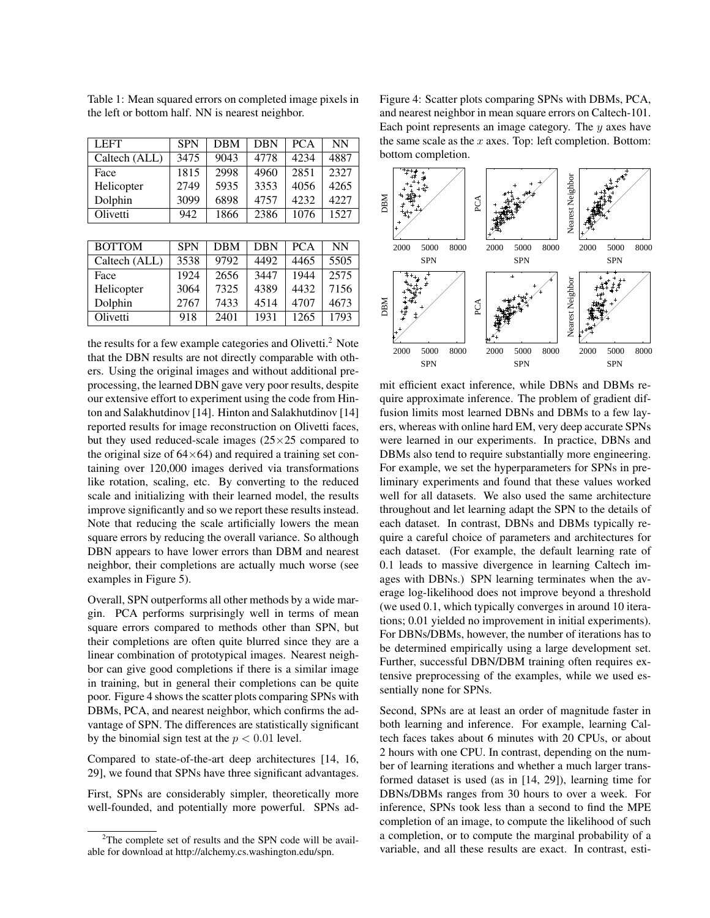Table 1: Mean squared errors on completed image pixels in the left or bottom half. NN is nearest neighbor.

| LEFT | SPN | DBM | DBN | PCA | NN |
|---|---|---|---|---|---|
| Caltech (ALL) | 3475 | 9043 | 4778 | 4234 | 4887 |
| Face | 1815 | 2998 | 4960 | 2851 | 2327 |
| Helicopter | 2749 | 5935 | 3353 | 4056 | 4265 |
| Dolphin | 3099 | 6898 | 4757 | 4232 | 4227 |
| Olivetti | 942 | 1866 | 2386 | 1076 | 1527 |

| BOTTOM | SPN | DBM | DBN | PCA | NN |
|---|---|---|---|---|---|
| Caltech (ALL) | 3538 | 9792 | 4492 | 4465 | 5505 |
| Face | 1924 | 2656 | 3447 | 1944 | 2575 |
| Helicopter | 3064 | 7325 | 4389 | 4432 | 7156 |
| Dolphin | 2767 | 7433 | 4514 | 4707 | 4673 |
| Olivetti | 918 | 2401 | 1931 | 1265 | 1793 |

the results for a few example categories and Olivetti.[2] Note that the DBN results are not directly comparable with others. Using the original images and without additional preprocessing, the learned DBN gave very poor results, despite our extensive effort to experiment using the code from Hinton and Salakhutdinov [14]. Hinton and Salakhutdinov [14] reported results for image reconstruction on Olivetti faces, but they used reduced-scale images ($25 \times 25$ compared to the original size of $64 \times 64$) and required a training set containing over 120,000 images derived via transformations like rotation, scaling, etc. By converting to the reduced scale and initializing with their learned model, the results improve significantly and so we report these results instead. Note that reducing the scale artificially lowers the mean square errors by reducing the overall variance. So although DBN appears to have lower errors than DBM and nearest neighbor, their completions are actually much worse (see examples in Figure 5).

Overall, SPN outperforms all other methods by a wide margin. PCA performs surprisingly well in terms of mean square errors compared to methods other than SPN, but their completions are often quite blurred since they are a linear combination of prototypical images. Nearest neighbor can give good completions if there is a similar image in training, but in general their completions can be quite poor. Figure 4 shows the scatter plots comparing SPNs with DBMs, PCA, and nearest neighbor, which confirms the advantage of SPN. The differences are statistically significant by the binomial sign test at the $p < 0.01$ level.

Compared to state-of-the-art deep architectures [14, 16, 29], we found that SPNs have three significant advantages.

First, SPNs are considerably simpler, theoretically more well-founded, and potentially more powerful. SPNs admit efficient exact inference, while DBNs and DBMs require approximate inference. The problem of gradient diffusion limits most learned DBNs and DBMs to a few layers, whereas with online hard EM, very deep accurate SPNs were learned in our experiments. In practice, DBNs and DBMs also tend to require substantially more engineering. For example, we set the hyperparameters for SPNs in preliminary experiments and found that these values worked well for all datasets. We also used the same architecture throughout and let learning adapt the SPN to the details of each dataset. In contrast, DBNs and DBMs typically require a careful choice of parameters and architectures for each dataset. (For example, the default learning rate of 0.1 leads to massive divergence in learning Caltech images with DBNs.) SPN learning terminates when the average log-likelihood does not improve beyond a threshold (we used 0.1, which typically converges in around 10 iterations; 0.01 yielded no improvement in initial experiments). For DBNs/DBMs, however, the number of iterations has to be determined empirically using a large development set. Further, successful DBN/DBM training often requires extensive preprocessing of the examples, while we used essentially none for SPNs.

Second, SPNs are at least an order of magnitude faster in both learning and inference. For example, learning Caltech faces takes about 6 minutes with 20 CPUs, or about 2 hours with one CPU. In contrast, depending on the number of learning iterations and whether a much larger transformed dataset is used (as in [14, 29]), learning time for DBNs/DBMs ranges from 30 hours to over a week. For inference, SPNs took less than a second to find the MPE completion of an image, to compute the likelihood of such a completion, or to compute the marginal probability of a variable, and all these results are exact. In contrast, esti-

Figure 4: Scatter plots comparing SPNs with DBMs, PCA, and nearest neighbor in mean square errors on Caltech-101. Each point represents an image category. The $y$ axes have the same scale as the $x$ axes. Top: left completion. Bottom: bottom completion.

[2] The complete set of results and the SPN code will be available for download at http://alchemy.cs.washington.edu/spn.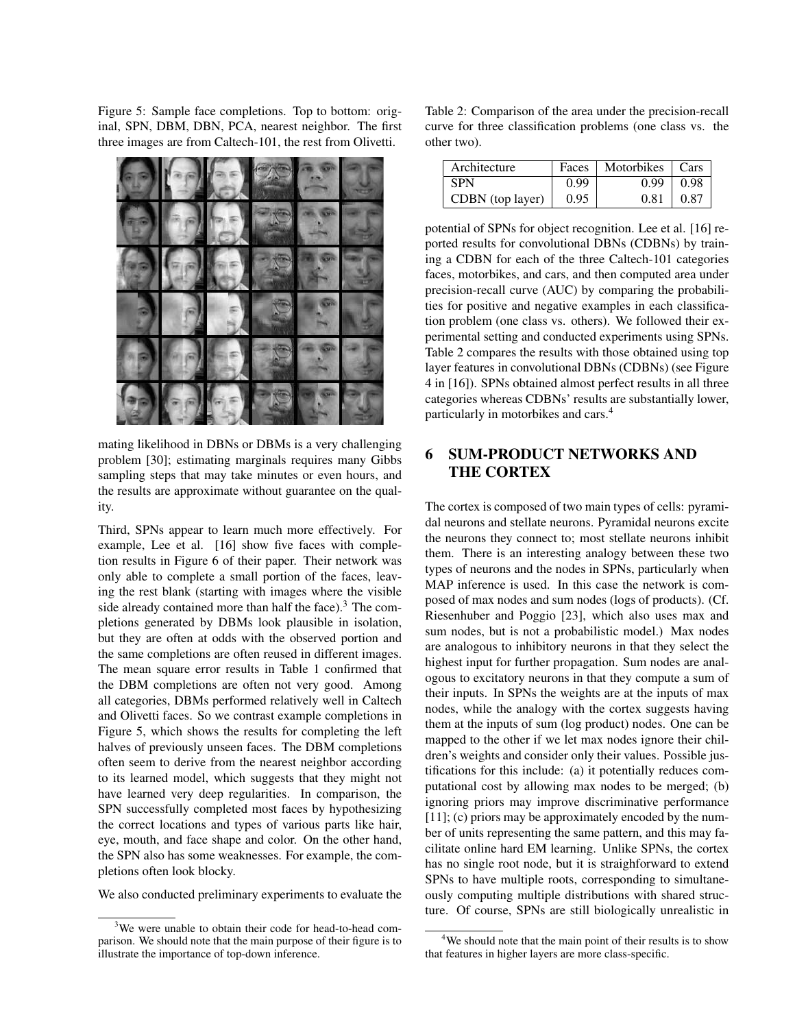Figure 5: Sample face completions. Top to bottom: original, SPN, DBM, DBN, PCA, nearest neighbor. The first three images are from Caltech-101, the rest from Olivetti.

mating likelihood in DBNs or DBMs is a very challenging problem [30]; estimating marginals requires many Gibbs sampling steps that may take minutes or even hours, and the results are approximate without guarantee on the quality.

Third, SPNs appear to learn much more effectively. For example, Lee et al. [16] show five faces with completion results in Figure 6 of their paper. Their network was only able to complete a small portion of the faces, leaving the rest blank (starting with images where the visible side already contained more than half the face).[3] The completions generated by DBMs look plausible in isolation, but they are often at odds with the observed portion and the same completions are often reused in different images. The mean square error results in Table 1 confirmed that the DBM completions are often not very good. Among all categories, DBMs performed relatively well in Caltech and Olivetti faces. So we contrast example completions in Figure 5, which shows the results for completing the left halves of previously unseen faces. The DBM completions often seem to derive from the nearest neighbor according to its learned model, which suggests that they might not have learned very deep regularities. In comparison, the SPN successfully completed most faces by hypothesizing the correct locations and types of various parts like hair, eye, mouth, and face shape and color. On the other hand, the SPN also has some weaknesses. For example, the completions often look blocky.

We also conducted preliminary experiments to evaluate the potential of SPNs for object recognition. Lee et al. [16] reported results for convolutional DBNs (CDBNs) by training a CDBN for each of the three Caltech-101 categories faces, motorbikes, and cars, and then computed area under precision-recall curve (AUC) by comparing the probabilities for positive and negative examples in each classification problem (one class vs. others). We followed their experimental setting and conducted experiments using SPNs. Table 2 compares the results with those obtained using top layer features in convolutional DBNs (CDBNs) (see Figure 4 in [16]). SPNs obtained almost perfect results in all three categories whereas CDBNs' results are substantially lower, particularly in motorbikes and cars.[4]

Table 2: Comparison of the area under the precision-recall curve for three classification problems (one class vs. the other two).

| Architecture | Faces | Motorbikes | Cars |
|---|---|---|---|
| SPN | 0.99 | 0.99 | 0.98 |
| CDBN (top layer) | 0.95 | 0.81 | 0.87 |

## 6 SUM-PRODUCT NETWORKS AND THE CORTEX

The cortex is composed of two main types of cells: pyramidal neurons and stellate neurons. Pyramidal neurons excite the neurons they connect to; most stellate neurons inhibit them. There is an interesting analogy between these two types of neurons and the nodes in SPNs, particularly when MAP inference is used. In this case the network is composed of max nodes and sum nodes (logs of products). (Cf. Riesenhuber and Poggio [23], which also uses max and sum nodes, but is not a probabilistic model.) Max nodes are analogous to inhibitory neurons in that they select the highest input for further propagation. Sum nodes are analogous to excitatory neurons in that they compute a sum of their inputs. In SPNs the weights are at the inputs of max nodes, while the analogy with the cortex suggests having them at the inputs of sum (log product) nodes. One can be mapped to the other if we let max nodes ignore their children's weights and consider only their values. Possible justifications for this include: (a) it potentially reduces computational cost by allowing max nodes to be merged; (b) ignoring priors may improve discriminative performance [11]; (c) priors may be approximately encoded by the number of units representing the same pattern, and this may facilitate online hard EM learning. Unlike SPNs, the cortex has no single root node, but it is straightforward to extend SPNs to have multiple roots, corresponding to simultaneously computing multiple distributions with shared structure. Of course, SPNs are still biologically unrealistic in

[3] We were unable to obtain their code for head-to-head comparison. We should note that the main purpose of their figure is to illustrate the importance of top-down inference.

[4] We should note that the main point of their results is to show that features in higher layers are more class-specific.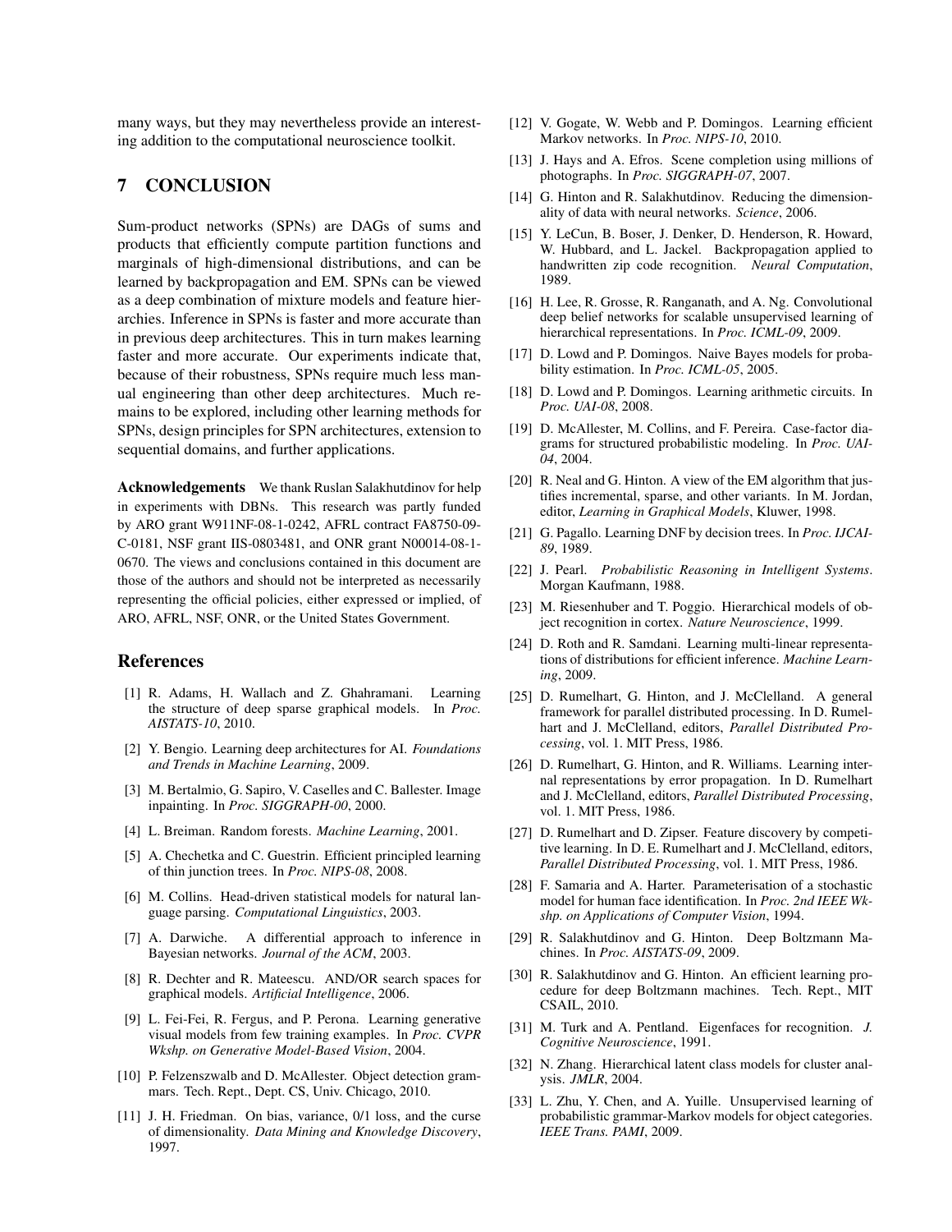many ways, but they may nevertheless provide an interesting addition to the computational neuroscience toolkit.

## 7 CONCLUSION

Sum-product networks (SPNs) are DAGs of sums and products that efficiently compute partition functions and marginals of high-dimensional distributions, and can be learned by backpropagation and EM. SPNs can be viewed as a deep combination of mixture models and feature hierarchies. Inference in SPNs is faster and more accurate than in previous deep architectures. This in turn makes learning faster and more accurate. Our experiments indicate that, because of their robustness, SPNs require much less manual engineering than other deep architectures. Much remains to be explored, including other learning methods for SPNs, design principles for SPN architectures, extension to sequential domains, and further applications.

**Acknowledgements** We thank Ruslan Salakhutdinov for help in experiments with DBNs. This research was partly funded by ARO grant W911NF-08-1-0242, AFRL contract FA8750-09-C-0181, NSF grant IIS-0803481, and ONR grant N00014-08-1-0670. The views and conclusions contained in this document are those of the authors and should not be interpreted as necessarily representing the official policies, either expressed or implied, of ARO, AFRL, NSF, ONR, or the United States Government.

## References

[1] R. Adams, H. Wallach and Z. Ghahramani. Learning the structure of deep sparse graphical models. In *Proc. AISTATS-10*, 2010.

[2] Y. Bengio. Learning deep architectures for AI. *Foundations and Trends in Machine Learning*, 2009.

[3] M. Bertalmio, G. Sapiro, V. Caselles and C. Ballester. Image inpainting. In *Proc. SIGGRAPH-00*, 2000.

[4] L. Breiman. Random forests. *Machine Learning*, 2001.

[5] A. Chechetka and C. Guestrin. Efficient principled learning of thin junction trees. In *Proc. NIPS-08*, 2008.

[6] M. Collins. Head-driven statistical models for natural language parsing. *Computational Linguistics*, 2003.

[7] A. Darwiche. A differential approach to inference in Bayesian networks. *Journal of the ACM*, 2003.

[8] R. Dechter and R. Mateescu. AND/OR search spaces for graphical models. *Artificial Intelligence*, 2006.

[9] L. Fei-Fei, R. Fergus, and P. Perona. Learning generative visual models from few training examples. In *Proc. CVPR Wkshp. on Generative Model-Based Vision*, 2004.

[10] P. Felzenszwalb and D. McAllester. Object detection grammars. Tech. Rept., Dept. CS, Univ. Chicago, 2010.

[11] J. H. Friedman. On bias, variance, 0/1 loss, and the curse of dimensionality. *Data Mining and Knowledge Discovery*, 1997.

[12] V. Gogate, W. Webb and P. Domingos. Learning efficient Markov networks. In *Proc. NIPS-10*, 2010.

[13] J. Hays and A. Efros. Scene completion using millions of photographs. In *Proc. SIGGRAPH-07*, 2007.

[14] G. Hinton and R. Salakhutdinov. Reducing the dimensionality of data with neural networks. *Science*, 2006.

[15] Y. LeCun, B. Boser, J. Denker, D. Henderson, R. Howard, W. Hubbard, and L. Jackel. Backpropagation applied to handwritten zip code recognition. *Neural Computation*, 1989.

[16] H. Lee, R. Grosse, R. Ranganath, and A. Ng. Convolutional deep belief networks for scalable unsupervised learning of hierarchical representations. In *Proc. ICML-09*, 2009.

[17] D. Lowd and P. Domingos. Naive Bayes models for probability estimation. In *Proc. ICML-05*, 2005.

[18] D. Lowd and P. Domingos. Learning arithmetic circuits. In *Proc. UAI-08*, 2008.

[19] D. McAllester, M. Collins, and F. Pereira. Case-factor diagrams for structured probabilistic modeling. In *Proc. UAI-04*, 2004.

[20] R. Neal and G. Hinton. A view of the EM algorithm that justifies incremental, sparse, and other variants. In M. Jordan, editor, *Learning in Graphical Models*, Kluwer, 1998.

[21] G. Pagallo. Learning DNF by decision trees. In *Proc. IJCAI-89*, 1989.

[22] J. Pearl. *Probabilistic Reasoning in Intelligent Systems*. Morgan Kaufmann, 1988.

[23] M. Riesenhuber and T. Poggio. Hierarchical models of object recognition in cortex. *Nature Neuroscience*, 1999.

[24] D. Roth and R. Samdani. Learning multi-linear representations of distributions for efficient inference. *Machine Learning*, 2009.

[25] D. Rumelhart, G. Hinton, and J. McClelland. A general framework for parallel distributed processing. In D. Rumelhart and J. McClelland, editors, *Parallel Distributed Processing*, vol. 1. MIT Press, 1986.

[26] D. Rumelhart, G. Hinton, and R. Williams. Learning internal representations by error propagation. In D. Rumelhart and J. McClelland, editors, *Parallel Distributed Processing*, vol. 1. MIT Press, 1986.

[27] D. Rumelhart and D. Zipser. Feature discovery by competitive learning. In D. E. Rumelhart and J. McClelland, editors, *Parallel Distributed Processing*, vol. 1. MIT Press, 1986.

[28] F. Samaria and A. Harter. Parameterisation of a stochastic model for human face identification. In *Proc. 2nd IEEE Wkshp. on Applications of Computer Vision*, 1994.

[29] R. Salakhutdinov and G. Hinton. Deep Boltzmann Machines. In *Proc. AISTATS-09*, 2009.

[30] R. Salakhutdinov and G. Hinton. An efficient learning procedure for deep Boltzmann machines. Tech. Rept., MIT CSAIL, 2010.

[31] M. Turk and A. Pentland. Eigenfaces for recognition. *J. Cognitive Neuroscience*, 1991.

[32] N. Zhang. Hierarchical latent class models for cluster analysis. *JMLR*, 2004.

[33] L. Zhu, Y. Chen, and A. Yuille. Unsupervised learning of probabilistic grammar-Markov models for object categories. *IEEE Trans. PAMI*, 2009.